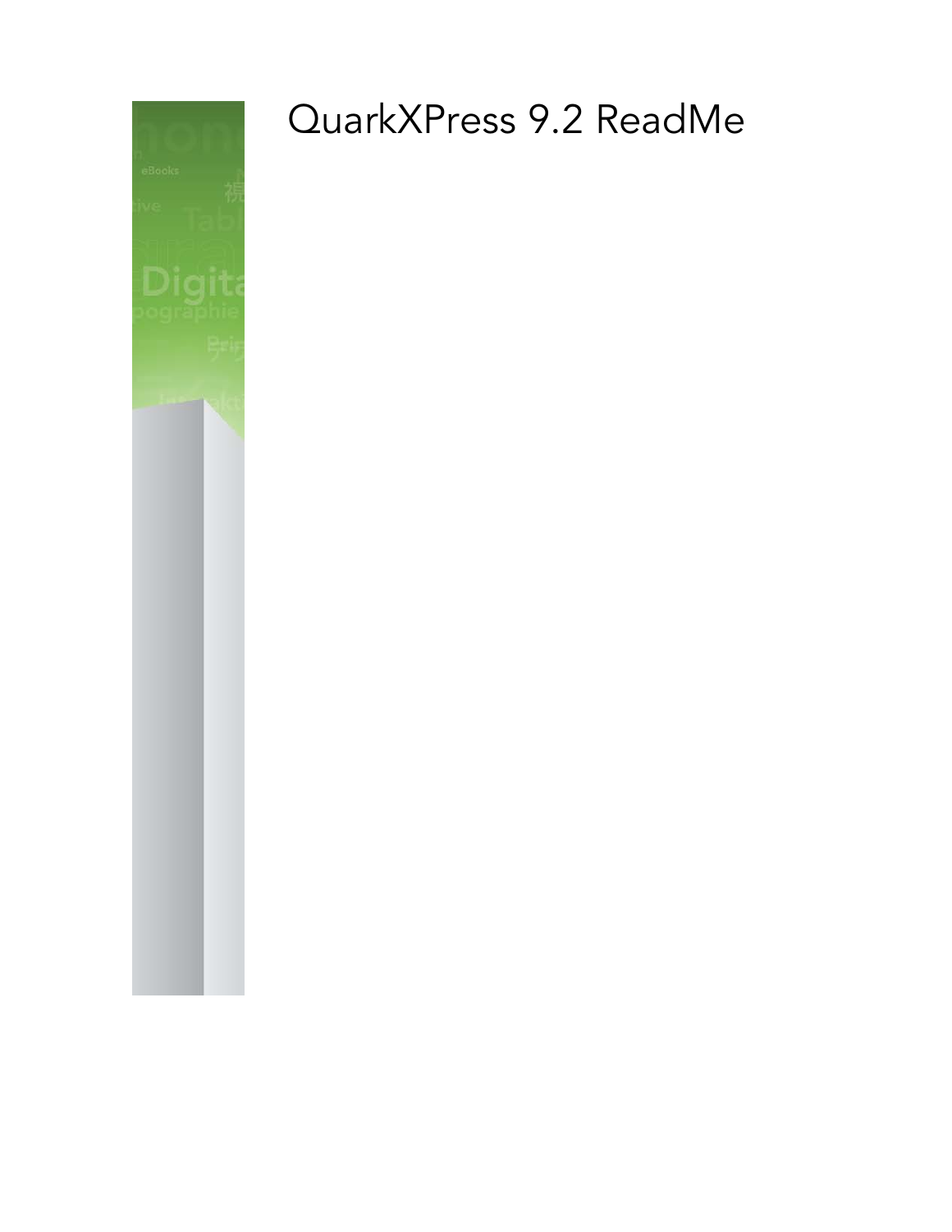# QuarkXPress 9.2 ReadMe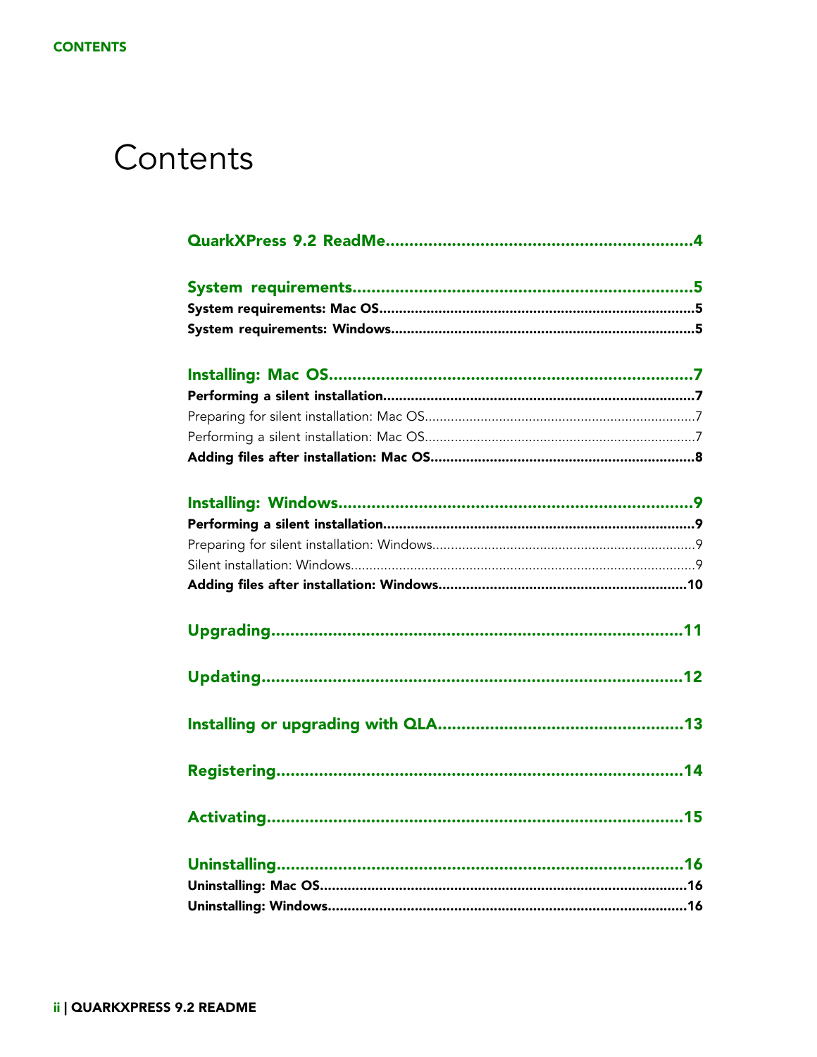# Contents

**QuarkXPress 9.2 ReadMe....................................................................4**

**System requirements.........................................................................5**

**System requirements: Mac OS...............................................................................5**

**System requirements: Windows............................................................................5**

**Installing: Mac OS...............................................................................7**

**Performing a silent installation...............................................................................7**

Preparing for silent installation: Mac OS.........................................................................7

Performing a silent installation: Mac OS.........................................................................7

**Adding files after installation: Mac OS...................................................................8**

**Installing: Windows.............................................................................9**

**Performing a silent installation...............................................................................9**

Preparing for silent installation: Windows.......................................................................9

Silent installation: Windows............................................................................................9

**Adding files after installation: Windows..............................................................10**

**Upgrading.........................................................................................11**

**Updating...........................................................................................12**

**Installing or upgrading with QLA.....................................................13**

**Registering.........................................................................................14**

**Activating...........................................................................................15**

**Uninstalling........................................................................................16**

**Uninstalling: Mac OS.............................................................................................16**

**Uninstalling: Windows...........................................................................................16**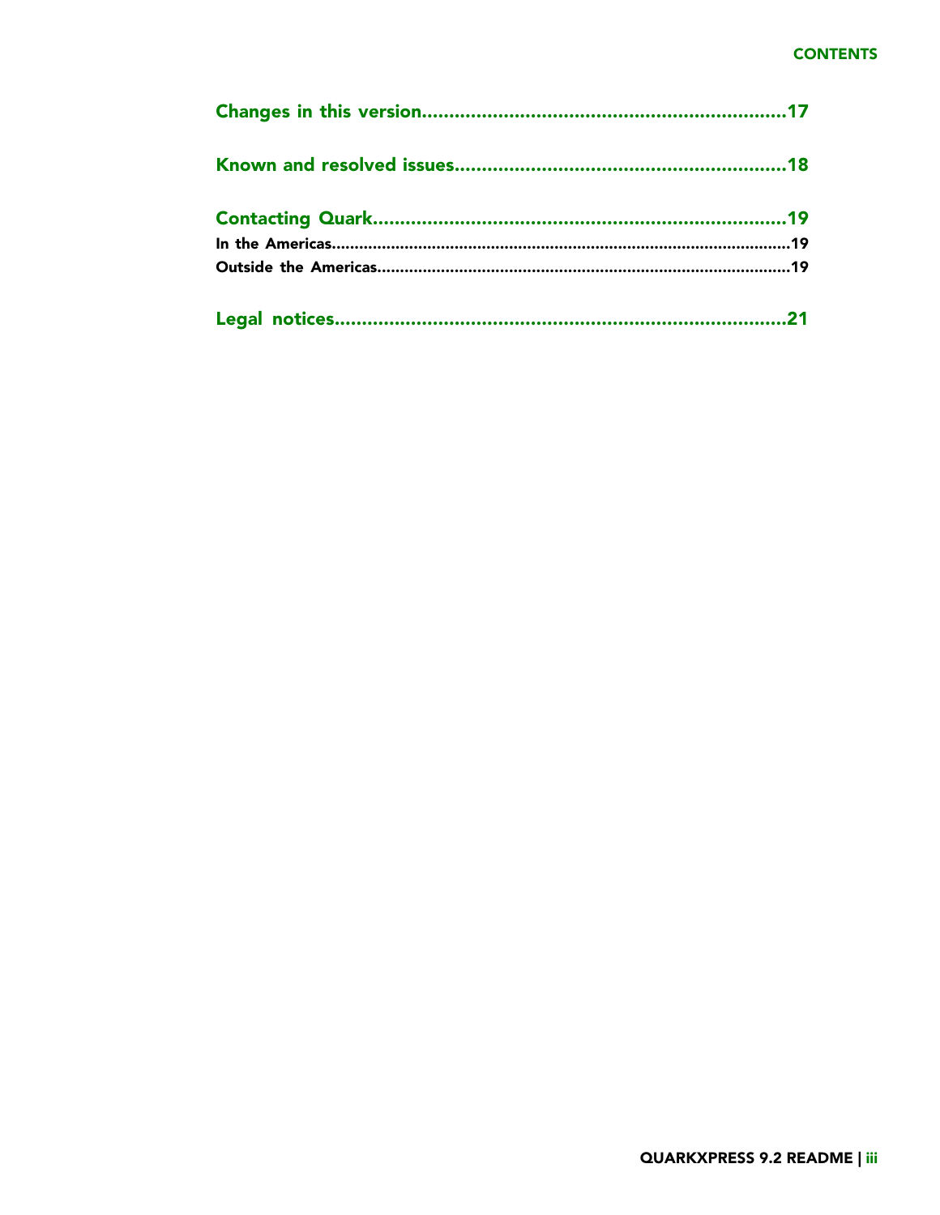Changes in this version.....17

Known and resolved issues.....18

Contacting Quark.....19

In the Americas.....19

Outside the Americas.....19

Legal notices.....21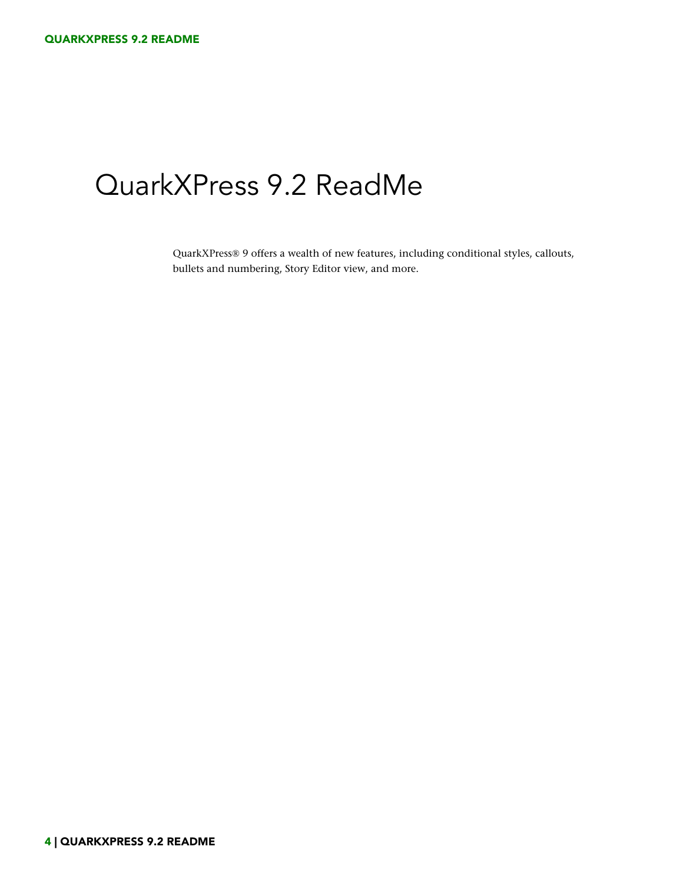# QuarkXPress 9.2 ReadMe

QuarkXPress® 9 offers a wealth of new features, including conditional styles, callouts, bullets and numbering, Story Editor view, and more.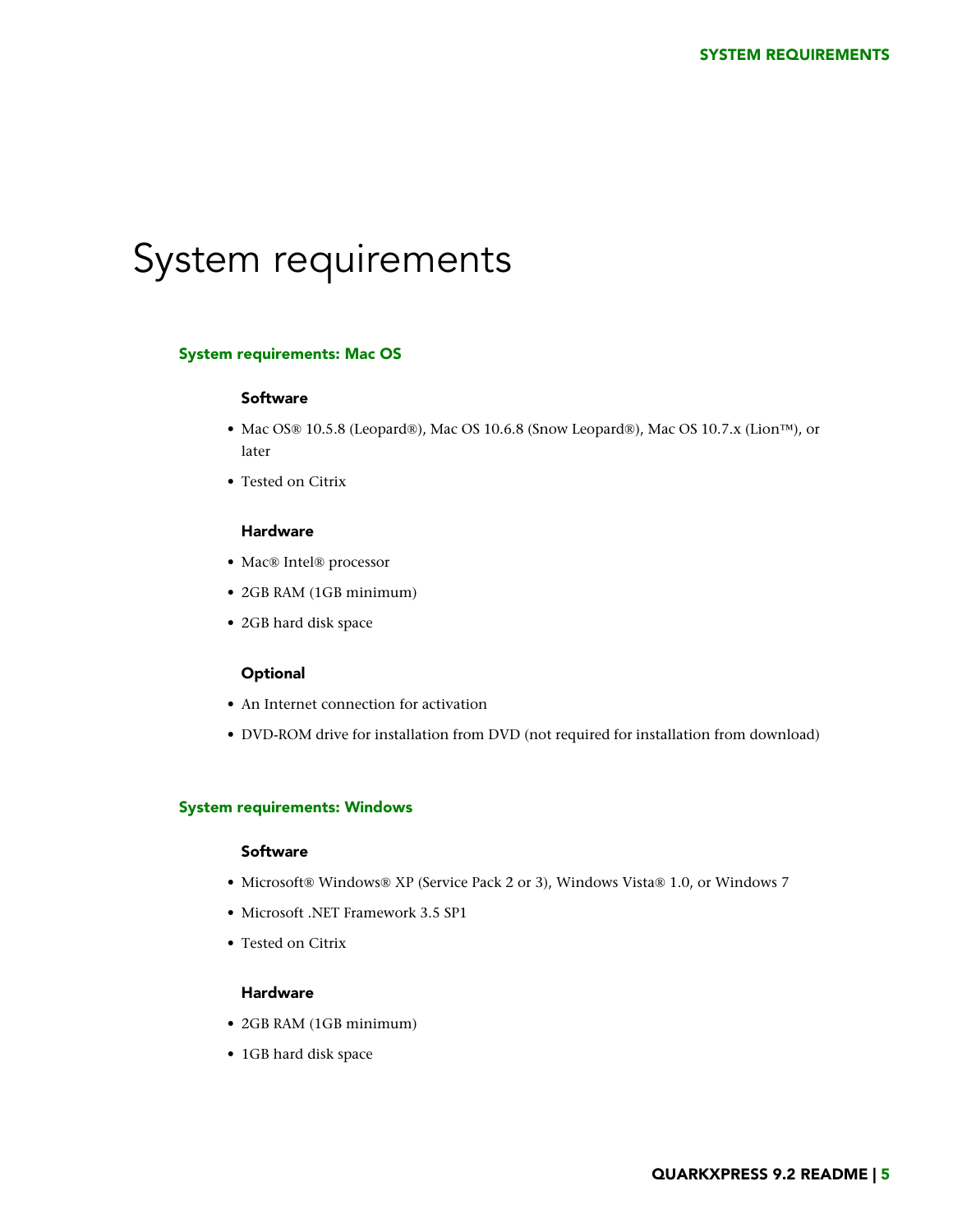# System requirements

## System requirements: Mac OS

### Software

- Mac OS® 10.5.8 (Leopard®), Mac OS 10.6.8 (Snow Leopard®), Mac OS 10.7.x (Lion™), or later
- Tested on Citrix

### Hardware

- Mac® Intel® processor
- 2GB RAM (1GB minimum)
- 2GB hard disk space

### Optional

- An Internet connection for activation
- DVD-ROM drive for installation from DVD (not required for installation from download)

## System requirements: Windows

### Software

- Microsoft® Windows® XP (Service Pack 2 or 3), Windows Vista® 1.0, or Windows 7
- Microsoft .NET Framework 3.5 SP1
- Tested on Citrix

### Hardware

- 2GB RAM (1GB minimum)
- 1GB hard disk space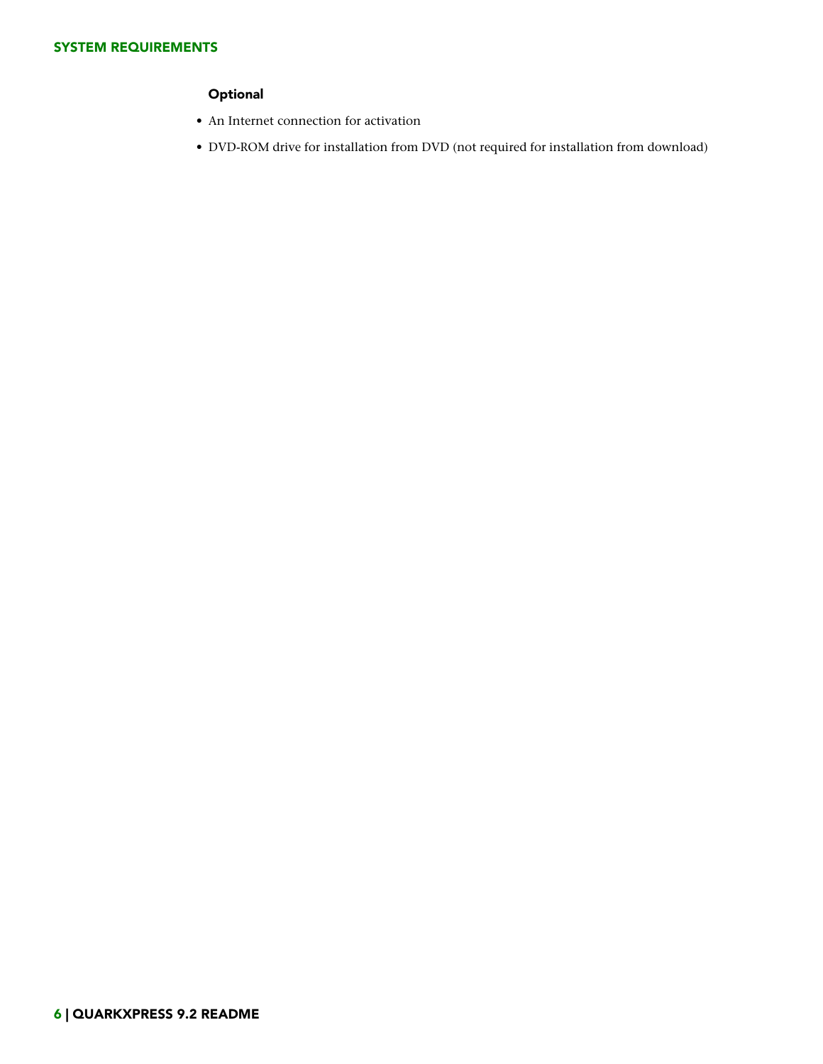#### Optional

- An Internet connection for activation
- DVD-ROM drive for installation from DVD (not required for installation from download)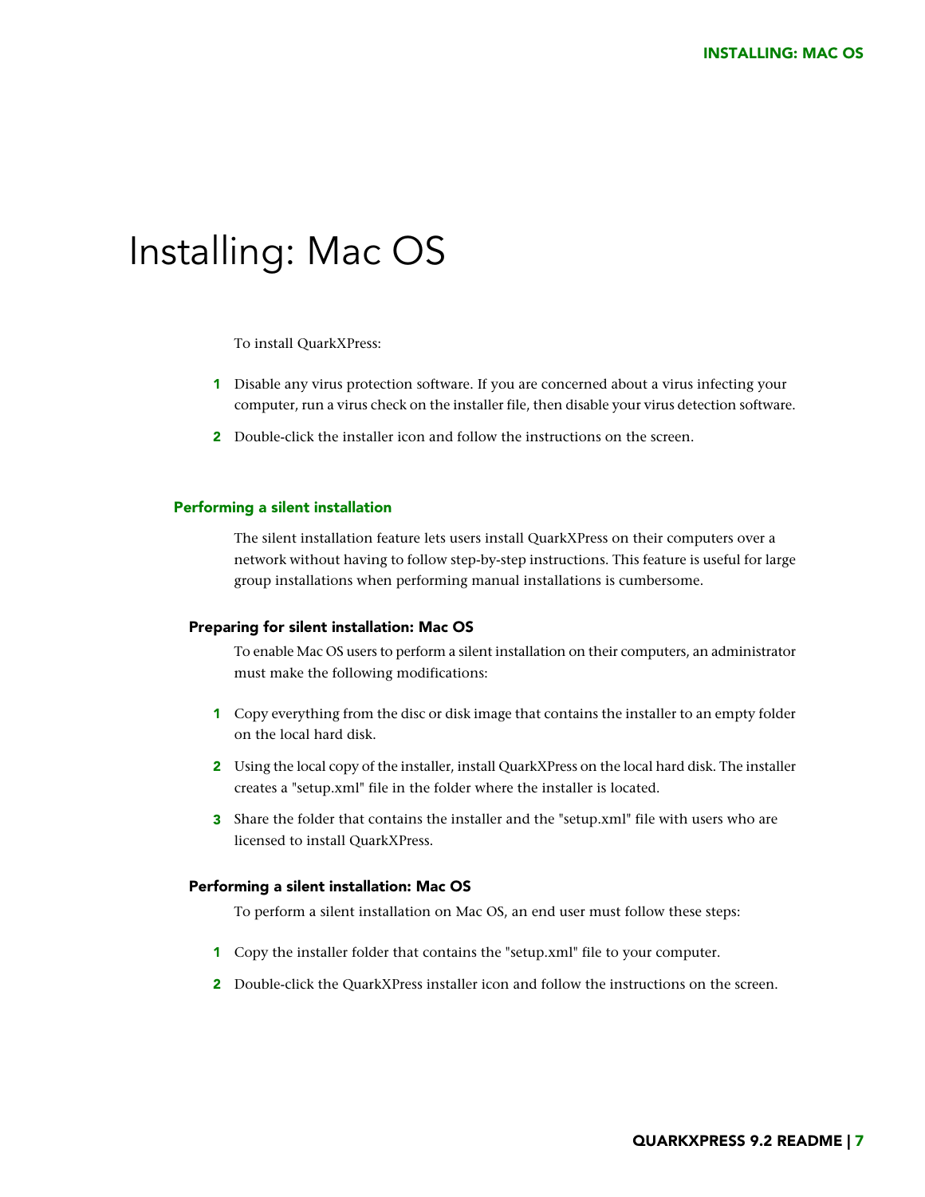# Installing: Mac OS

To install QuarkXPress:

1. Disable any virus protection software. If you are concerned about a virus infecting your computer, run a virus check on the installer file, then disable your virus detection software.
2. Double-click the installer icon and follow the instructions on the screen.

## Performing a silent installation

The silent installation feature lets users install QuarkXPress on their computers over a network without having to follow step-by-step instructions. This feature is useful for large group installations when performing manual installations is cumbersome.

### Preparing for silent installation: Mac OS

To enable Mac OS users to perform a silent installation on their computers, an administrator must make the following modifications:

1. Copy everything from the disc or disk image that contains the installer to an empty folder on the local hard disk.
2. Using the local copy of the installer, install QuarkXPress on the local hard disk. The installer creates a "setup.xml" file in the folder where the installer is located.
3. Share the folder that contains the installer and the "setup.xml" file with users who are licensed to install QuarkXPress.

### Performing a silent installation: Mac OS

To perform a silent installation on Mac OS, an end user must follow these steps:

1. Copy the installer folder that contains the "setup.xml" file to your computer.
2. Double-click the QuarkXPress installer icon and follow the instructions on the screen.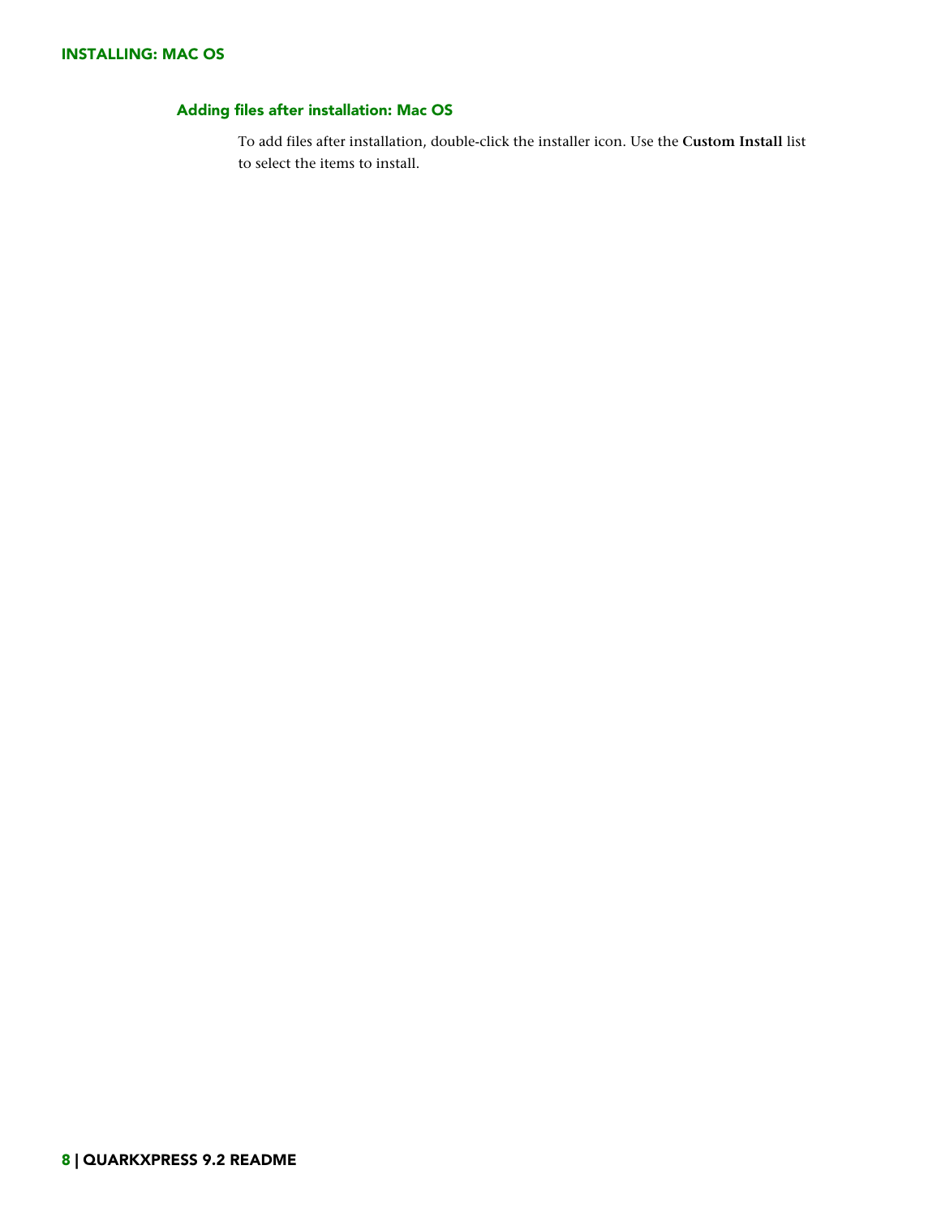## Adding files after installation: Mac OS

To add files after installation, double-click the installer icon. Use the **Custom Install** list to select the items to install.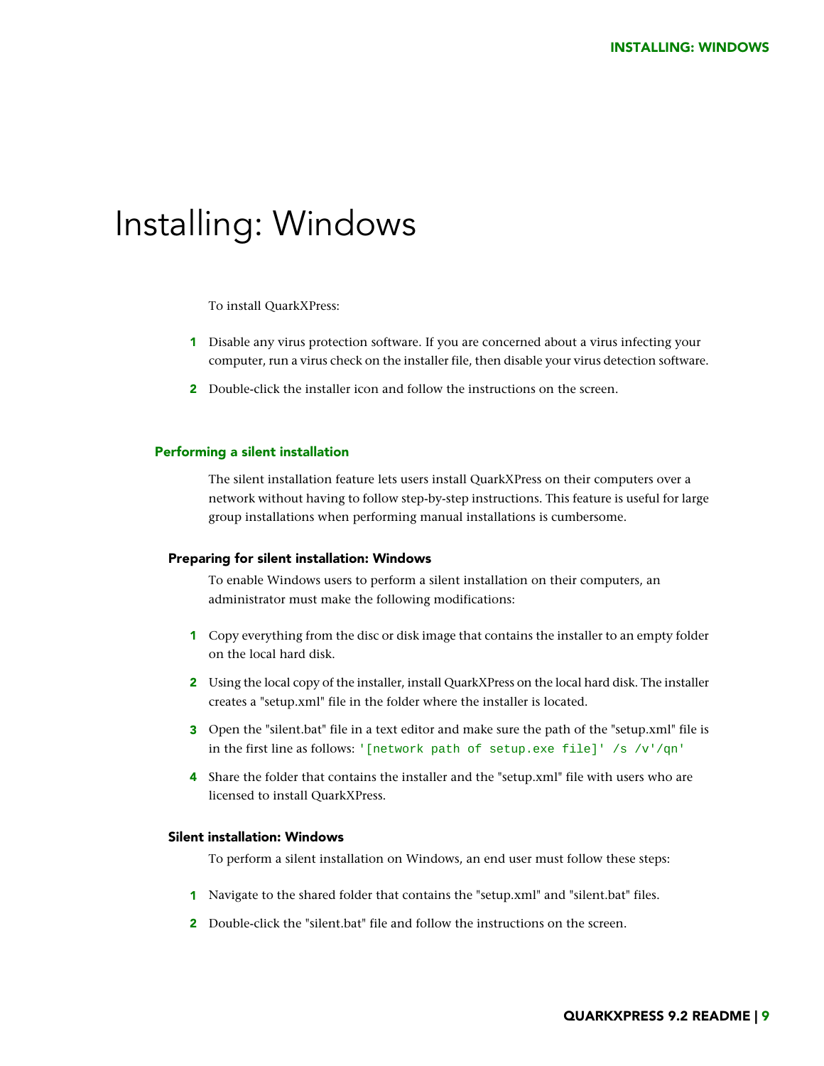# Installing: Windows

To install QuarkXPress:

1. Disable any virus protection software. If you are concerned about a virus infecting your computer, run a virus check on the installer file, then disable your virus detection software.
2. Double-click the installer icon and follow the instructions on the screen.

## Performing a silent installation

The silent installation feature lets users install QuarkXPress on their computers over a network without having to follow step-by-step instructions. This feature is useful for large group installations when performing manual installations is cumbersome.

### Preparing for silent installation: Windows

To enable Windows users to perform a silent installation on their computers, an administrator must make the following modifications:

1. Copy everything from the disc or disk image that contains the installer to an empty folder on the local hard disk.
2. Using the local copy of the installer, install QuarkXPress on the local hard disk. The installer creates a "setup.xml" file in the folder where the installer is located.
3. Open the "silent.bat" file in a text editor and make sure the path of the "setup.xml" file is in the first line as follows: `'[network path of setup.exe file]' /s /v'/qn'`
4. Share the folder that contains the installer and the "setup.xml" file with users who are licensed to install QuarkXPress.

### Silent installation: Windows

To perform a silent installation on Windows, an end user must follow these steps:

1. Navigate to the shared folder that contains the "setup.xml" and "silent.bat" files.
2. Double-click the "silent.bat" file and follow the instructions on the screen.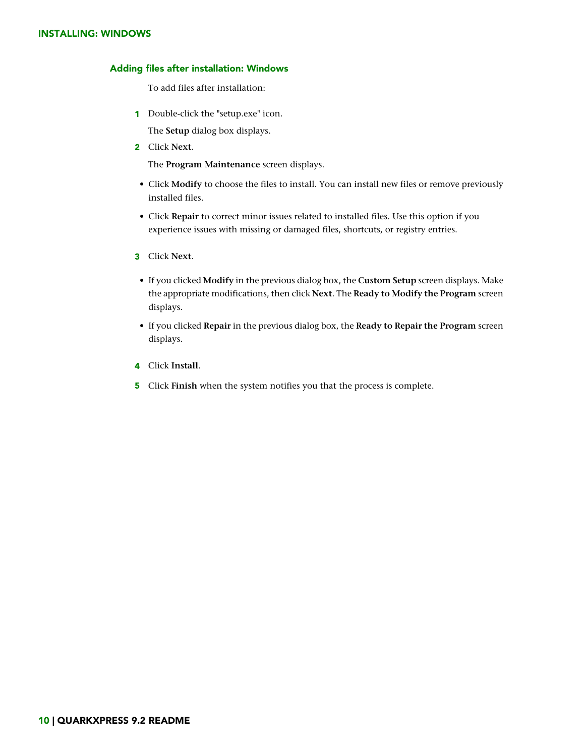## Adding files after installation: Windows

To add files after installation:

1. Double-click the "setup.exe" icon.

   The **Setup** dialog box displays.

2. Click **Next**.

   The **Program Maintenance** screen displays.

   - Click **Modify** to choose the files to install. You can install new files or remove previously installed files.
   - Click **Repair** to correct minor issues related to installed files. Use this option if you experience issues with missing or damaged files, shortcuts, or registry entries.

3. Click **Next**.

   - If you clicked **Modify** in the previous dialog box, the **Custom Setup** screen displays. Make the appropriate modifications, then click **Next**. The **Ready to Modify the Program** screen displays.
   - If you clicked **Repair** in the previous dialog box, the **Ready to Repair the Program** screen displays.

4. Click **Install**.

5. Click **Finish** when the system notifies you that the process is complete.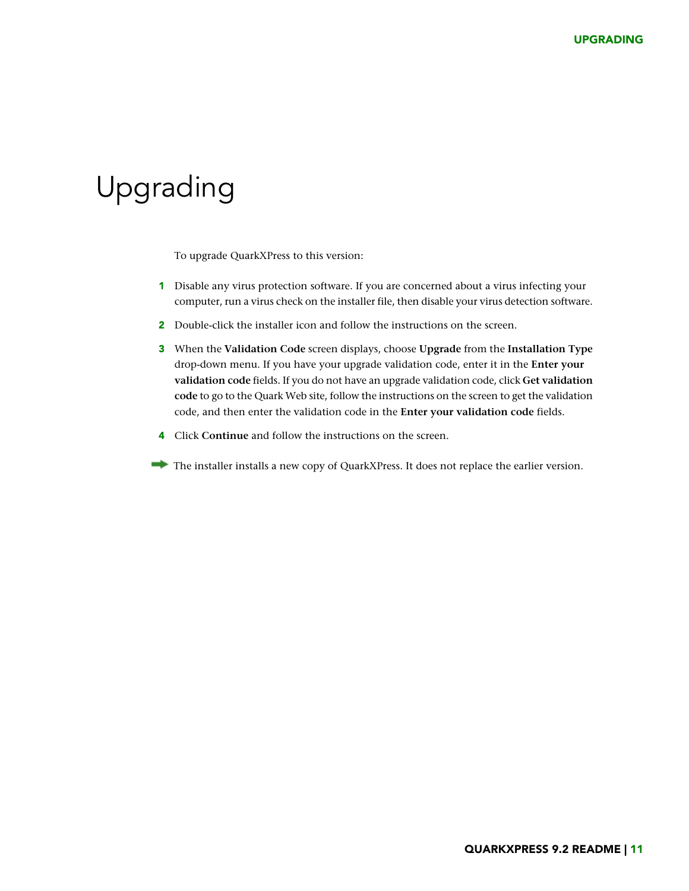# Upgrading

To upgrade QuarkXPress to this version:

1. Disable any virus protection software. If you are concerned about a virus infecting your computer, run a virus check on the installer file, then disable your virus detection software.
2. Double-click the installer icon and follow the instructions on the screen.
3. When the **Validation Code** screen displays, choose **Upgrade** from the **Installation Type** drop-down menu. If you have your upgrade validation code, enter it in the **Enter your validation code** fields. If you do not have an upgrade validation code, click **Get validation code** to go to the Quark Web site, follow the instructions on the screen to get the validation code, and then enter the validation code in the **Enter your validation code** fields.
4. Click **Continue** and follow the instructions on the screen.

➡ The installer installs a new copy of QuarkXPress. It does not replace the earlier version.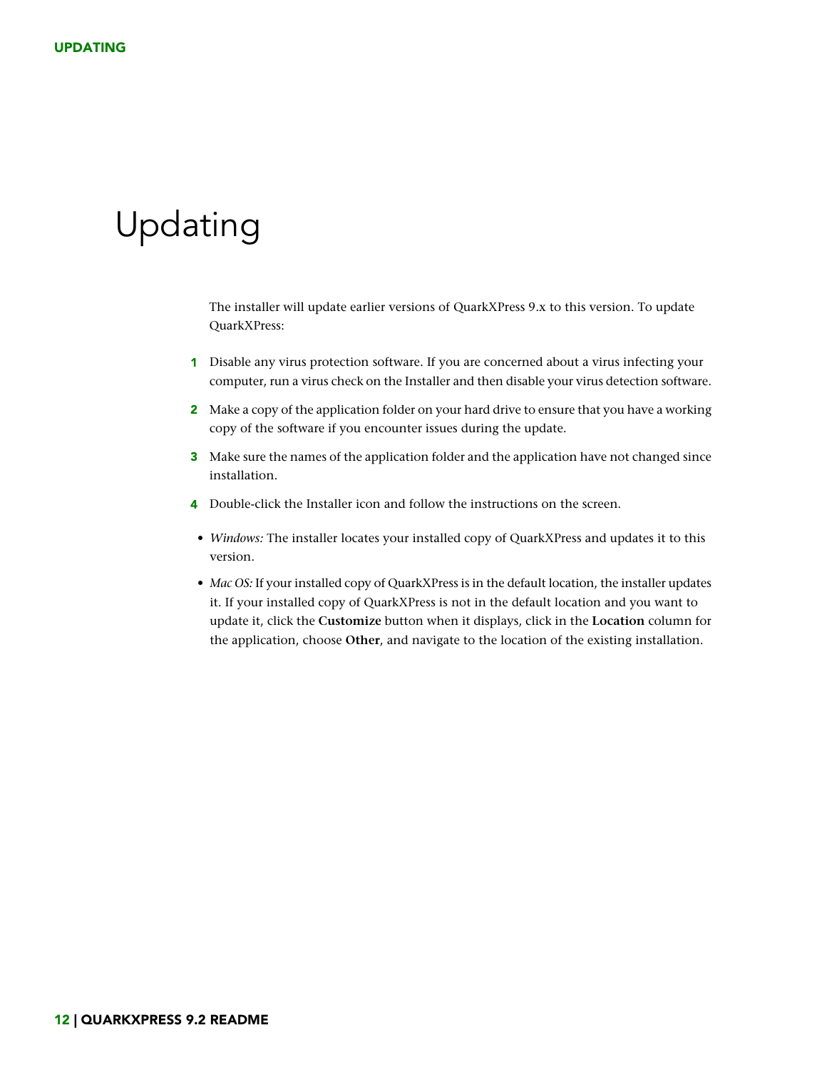# Updating

The installer will update earlier versions of QuarkXPress 9.x to this version. To update QuarkXPress:

1. Disable any virus protection software. If you are concerned about a virus infecting your computer, run a virus check on the Installer and then disable your virus detection software.
2. Make a copy of the application folder on your hard drive to ensure that you have a working copy of the software if you encounter issues during the update.
3. Make sure the names of the application folder and the application have not changed since installation.
4. Double-click the Installer icon and follow the instructions on the screen.

- *Windows:* The installer locates your installed copy of QuarkXPress and updates it to this version.
- *Mac OS:* If your installed copy of QuarkXPress is in the default location, the installer updates it. If your installed copy of QuarkXPress is not in the default location and you want to update it, click the **Customize** button when it displays, click in the **Location** column for the application, choose **Other**, and navigate to the location of the existing installation.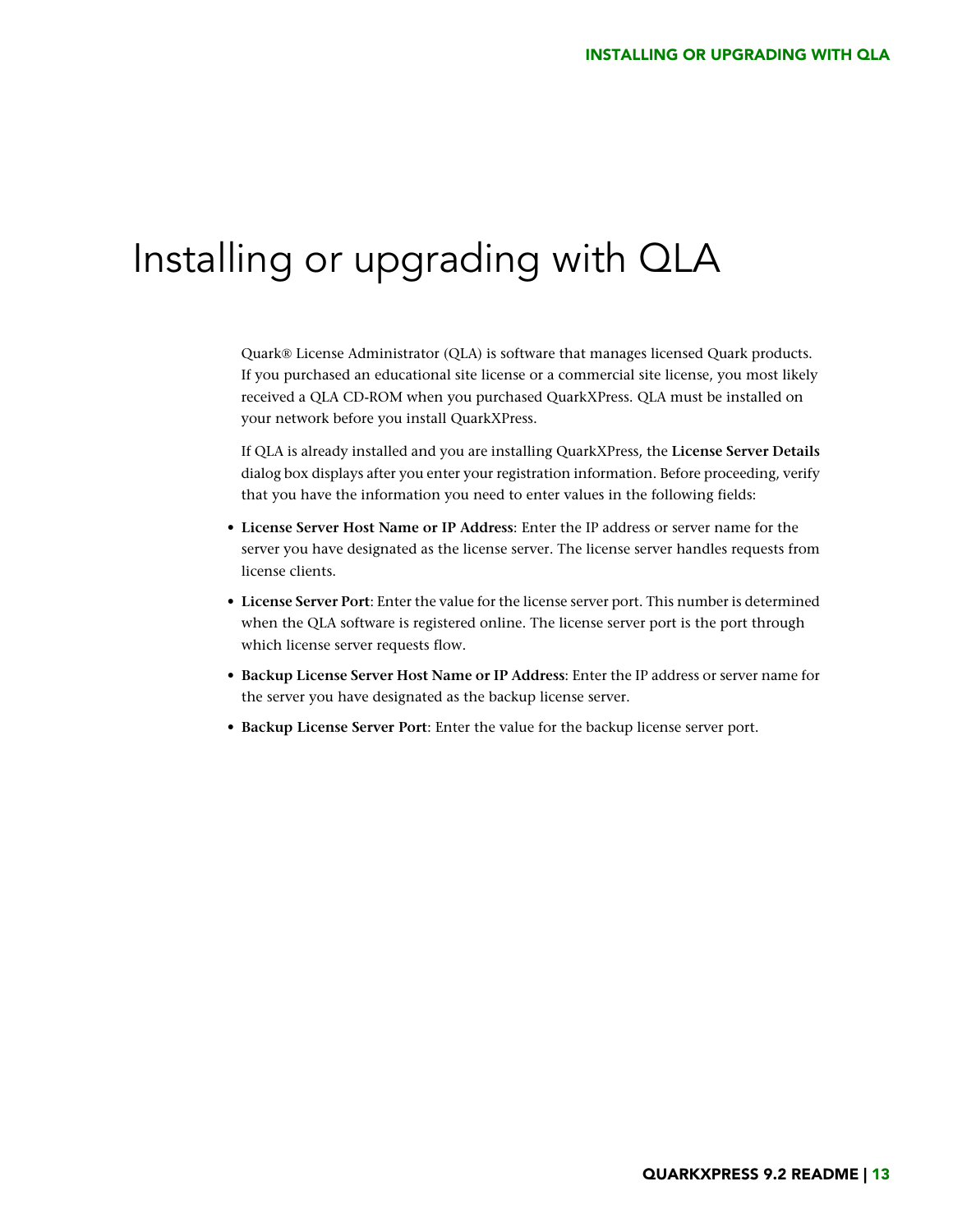# Installing or upgrading with QLA

Quark® License Administrator (QLA) is software that manages licensed Quark products. If you purchased an educational site license or a commercial site license, you most likely received a QLA CD-ROM when you purchased QuarkXPress. QLA must be installed on your network before you install QuarkXPress.

If QLA is already installed and you are installing QuarkXPress, the **License Server Details** dialog box displays after you enter your registration information. Before proceeding, verify that you have the information you need to enter values in the following fields:

- **License Server Host Name or IP Address**: Enter the IP address or server name for the server you have designated as the license server. The license server handles requests from license clients.
- **License Server Port**: Enter the value for the license server port. This number is determined when the QLA software is registered online. The license server port is the port through which license server requests flow.
- **Backup License Server Host Name or IP Address**: Enter the IP address or server name for the server you have designated as the backup license server.
- **Backup License Server Port**: Enter the value for the backup license server port.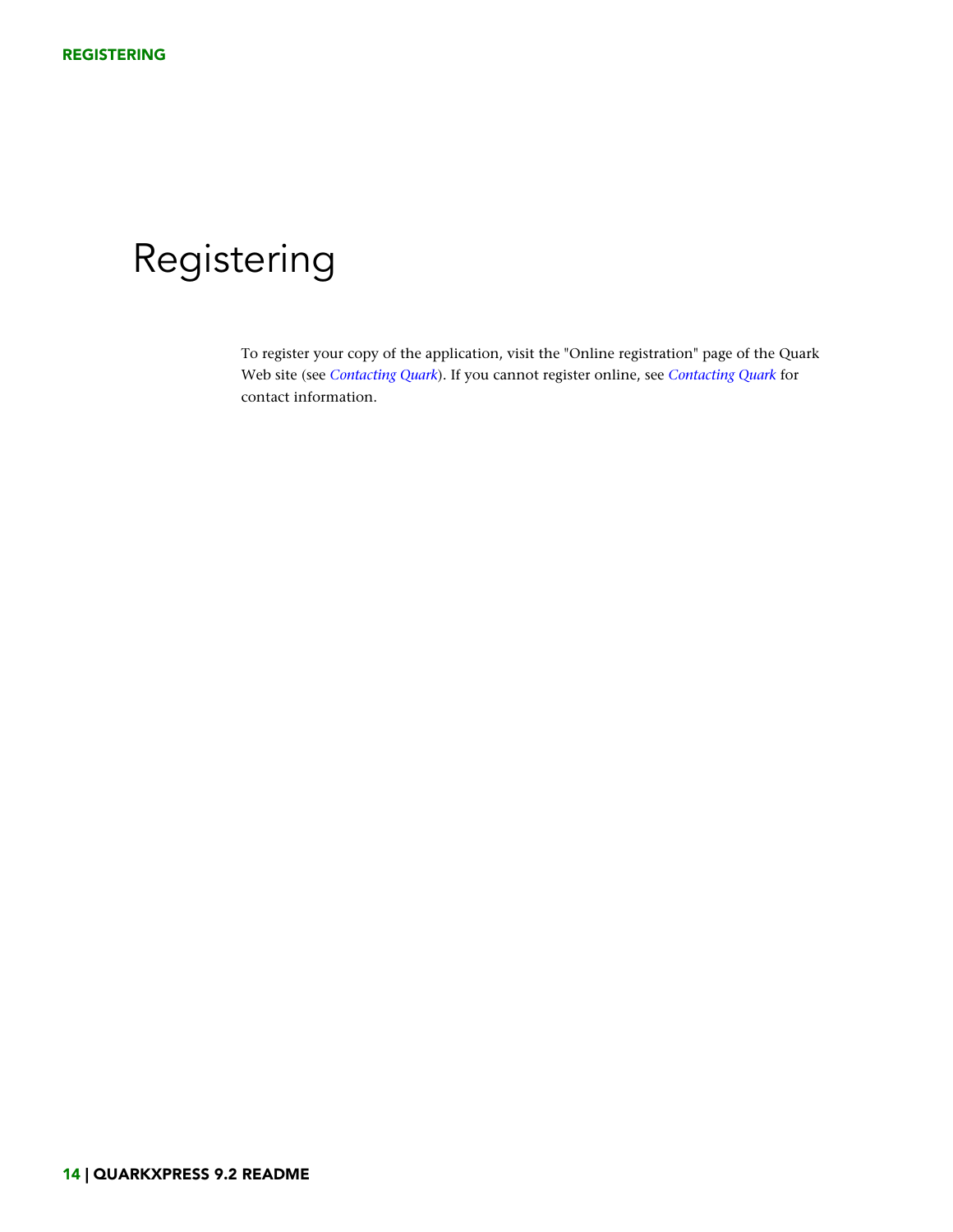# Registering

To register your copy of the application, visit the "Online registration" page of the Quark Web site (see *Contacting Quark*). If you cannot register online, see *Contacting Quark* for contact information.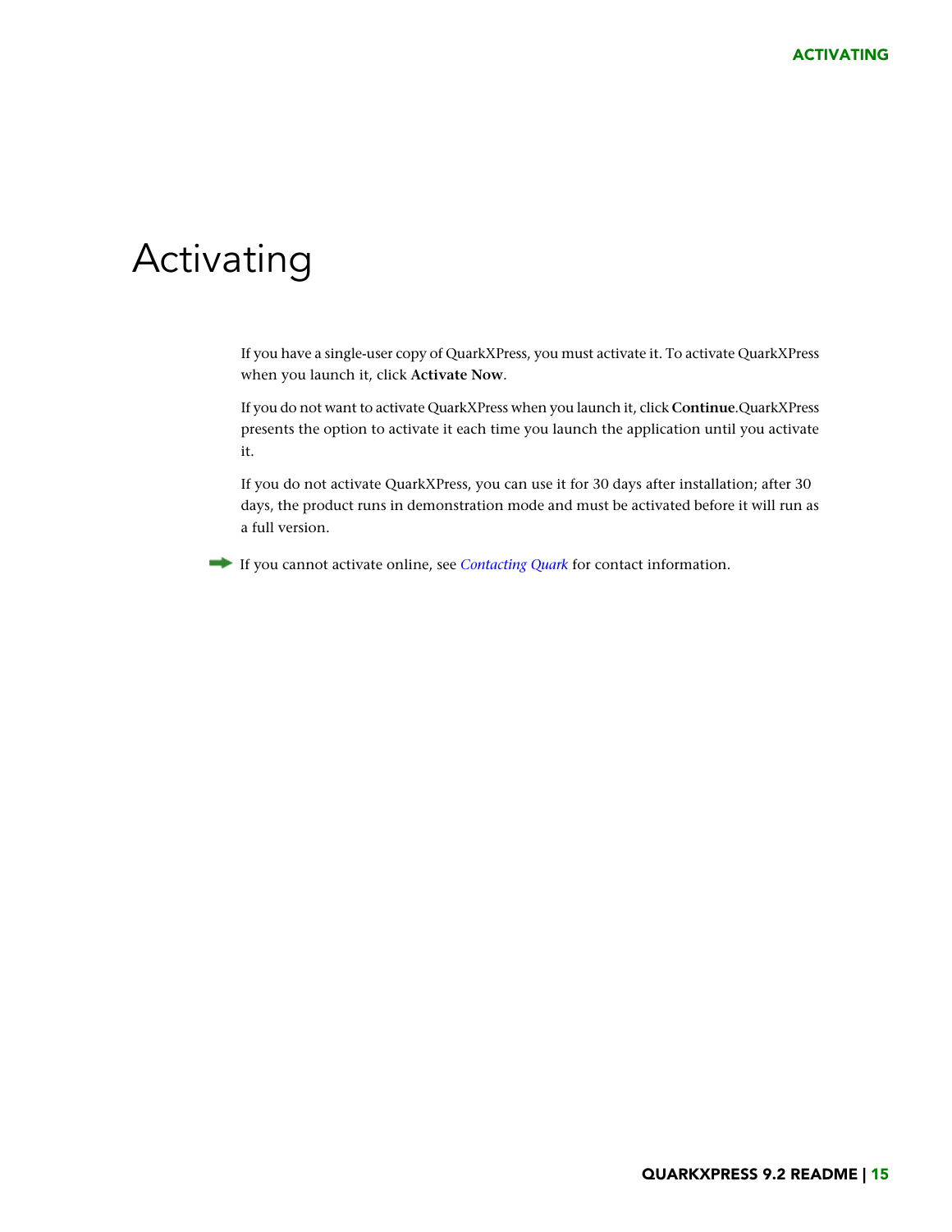# Activating

If you have a single-user copy of QuarkXPress, you must activate it. To activate QuarkXPress when you launch it, click **Activate Now**.

If you do not want to activate QuarkXPress when you launch it, click **Continue**.QuarkXPress presents the option to activate it each time you launch the application until you activate it.

If you do not activate QuarkXPress, you can use it for 30 days after installation; after 30 days, the product runs in demonstration mode and must be activated before it will run as a full version.

➡ If you cannot activate online, see *Contacting Quark* for contact information.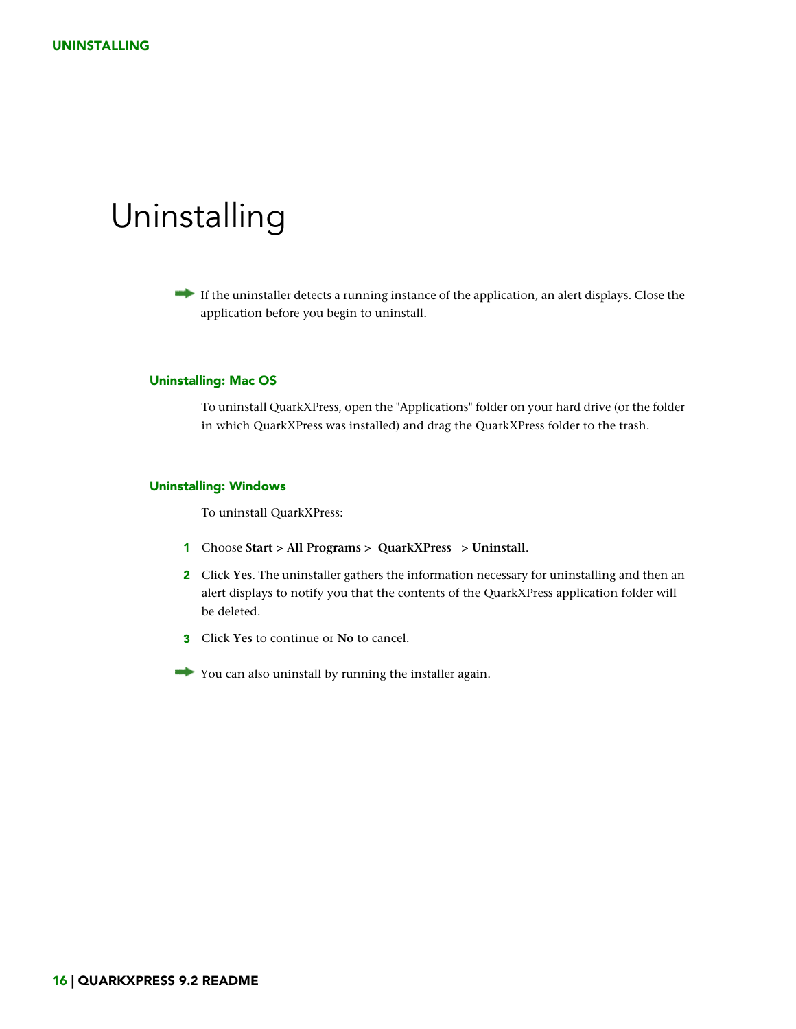# Uninstalling

➡ If the uninstaller detects a running instance of the application, an alert displays. Close the application before you begin to uninstall.

## Uninstalling: Mac OS

To uninstall QuarkXPress, open the "Applications" folder on your hard drive (or the folder in which QuarkXPress was installed) and drag the QuarkXPress folder to the trash.

## Uninstalling: Windows

To uninstall QuarkXPress:

1. Choose **Start > All Programs > QuarkXPress > Uninstall**.
2. Click **Yes**. The uninstaller gathers the information necessary for uninstalling and then an alert displays to notify you that the contents of the QuarkXPress application folder will be deleted.
3. Click **Yes** to continue or **No** to cancel.

➡ You can also uninstall by running the installer again.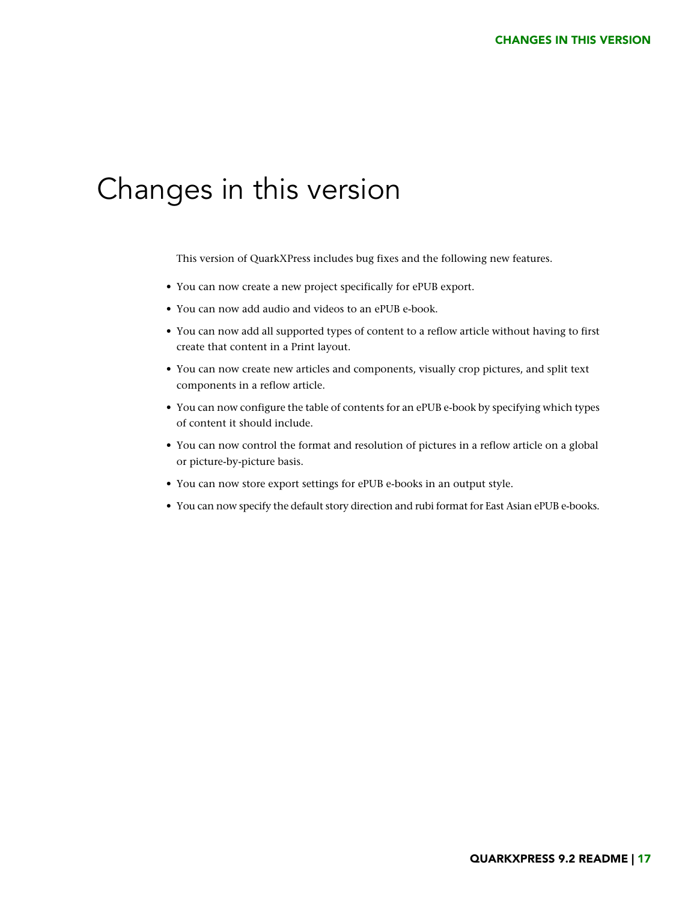# Changes in this version

This version of QuarkXPress includes bug fixes and the following new features.

- You can now create a new project specifically for ePUB export.
- You can now add audio and videos to an ePUB e-book.
- You can now add all supported types of content to a reflow article without having to first create that content in a Print layout.
- You can now create new articles and components, visually crop pictures, and split text components in a reflow article.
- You can now configure the table of contents for an ePUB e-book by specifying which types of content it should include.
- You can now control the format and resolution of pictures in a reflow article on a global or picture-by-picture basis.
- You can now store export settings for ePUB e-books in an output style.
- You can now specify the default story direction and rubi format for East Asian ePUB e-books.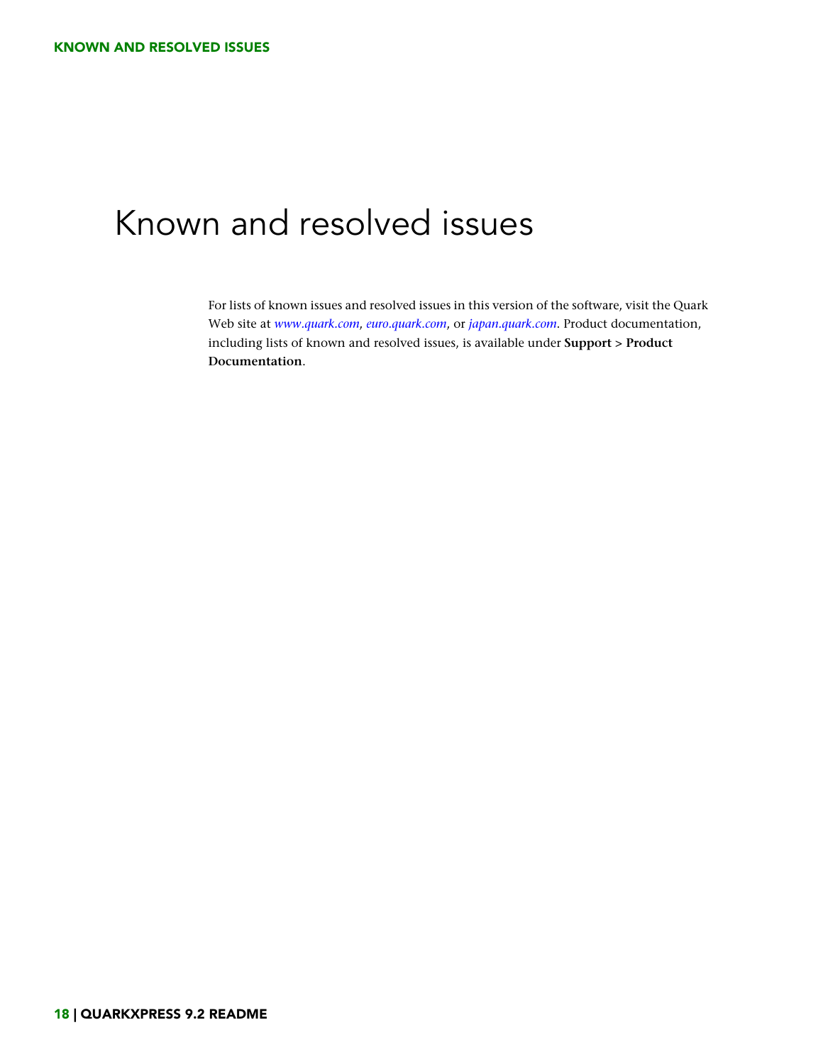# Known and resolved issues

For lists of known issues and resolved issues in this version of the software, visit the Quark Web site at *www.quark.com*, *euro.quark.com*, or *japan.quark.com*. Product documentation, including lists of known and resolved issues, is available under **Support > Product Documentation**.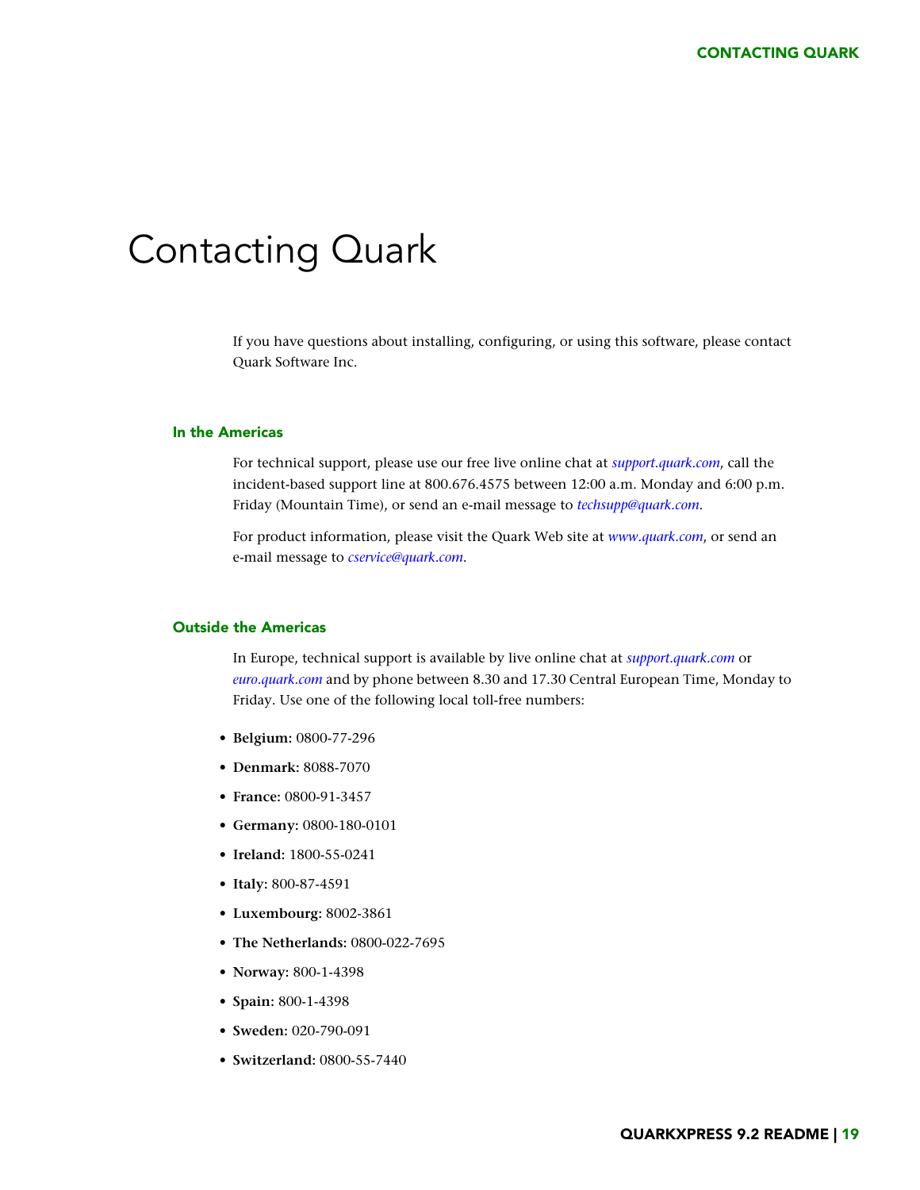# Contacting Quark

If you have questions about installing, configuring, or using this software, please contact Quark Software Inc.

## In the Americas

For technical support, please use our free live online chat at *support.quark.com*, call the incident-based support line at 800.676.4575 between 12:00 a.m. Monday and 6:00 p.m. Friday (Mountain Time), or send an e-mail message to *techsupp@quark.com*.

For product information, please visit the Quark Web site at *www.quark.com*, or send an e-mail message to *cservice@quark.com*.

## Outside the Americas

In Europe, technical support is available by live online chat at *support.quark.com* or *euro.quark.com* and by phone between 8.30 and 17.30 Central European Time, Monday to Friday. Use one of the following local toll-free numbers:

- **Belgium:** 0800-77-296
- **Denmark:** 8088-7070
- **France:** 0800-91-3457
- **Germany:** 0800-180-0101
- **Ireland:** 1800-55-0241
- **Italy:** 800-87-4591
- **Luxembourg:** 8002-3861
- **The Netherlands:** 0800-022-7695
- **Norway:** 800-1-4398
- **Spain:** 800-1-4398
- **Sweden:** 020-790-091
- **Switzerland:** 0800-55-7440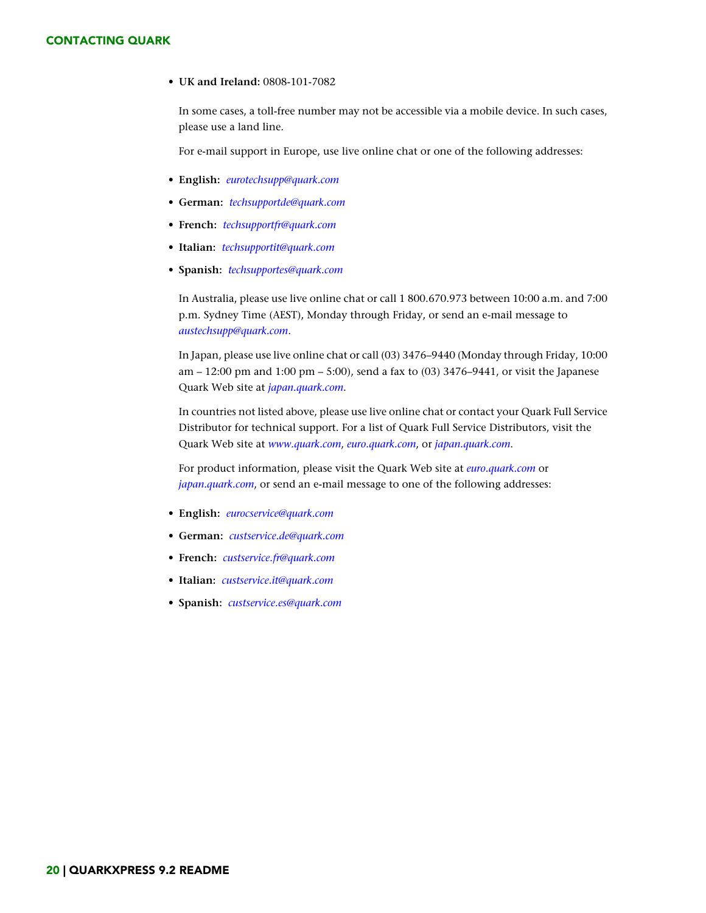- **UK and Ireland:** 0808-101-7082

  In some cases, a toll-free number may not be accessible via a mobile device. In such cases, please use a land line.

  For e-mail support in Europe, use live online chat or one of the following addresses:

- **English:** *eurotechsupp@quark.com*
- **German:** *techsupportde@quark.com*
- **French:** *techsupportfr@quark.com*
- **Italian:** *techsupportit@quark.com*
- **Spanish:** *techsupportes@quark.com*

In Australia, please use live online chat or call 1 800.670.973 between 10:00 a.m. and 7:00 p.m. Sydney Time (AEST), Monday through Friday, or send an e-mail message to *austechsupp@quark.com*.

In Japan, please use live online chat or call (03) 3476–9440 (Monday through Friday, 10:00 am – 12:00 pm and 1:00 pm – 5:00), send a fax to (03) 3476–9441, or visit the Japanese Quark Web site at *japan.quark.com*.

In countries not listed above, please use live online chat or contact your Quark Full Service Distributor for technical support. For a list of Quark Full Service Distributors, visit the Quark Web site at *www.quark.com*, *euro.quark.com*, or *japan.quark.com*.

For product information, please visit the Quark Web site at *euro.quark.com* or *japan.quark.com*, or send an e-mail message to one of the following addresses:

- **English:** *eurocservice@quark.com*
- **German:** *custservice.de@quark.com*
- **French:** *custservice.fr@quark.com*
- **Italian:** *custservice.it@quark.com*
- **Spanish:** *custservice.es@quark.com*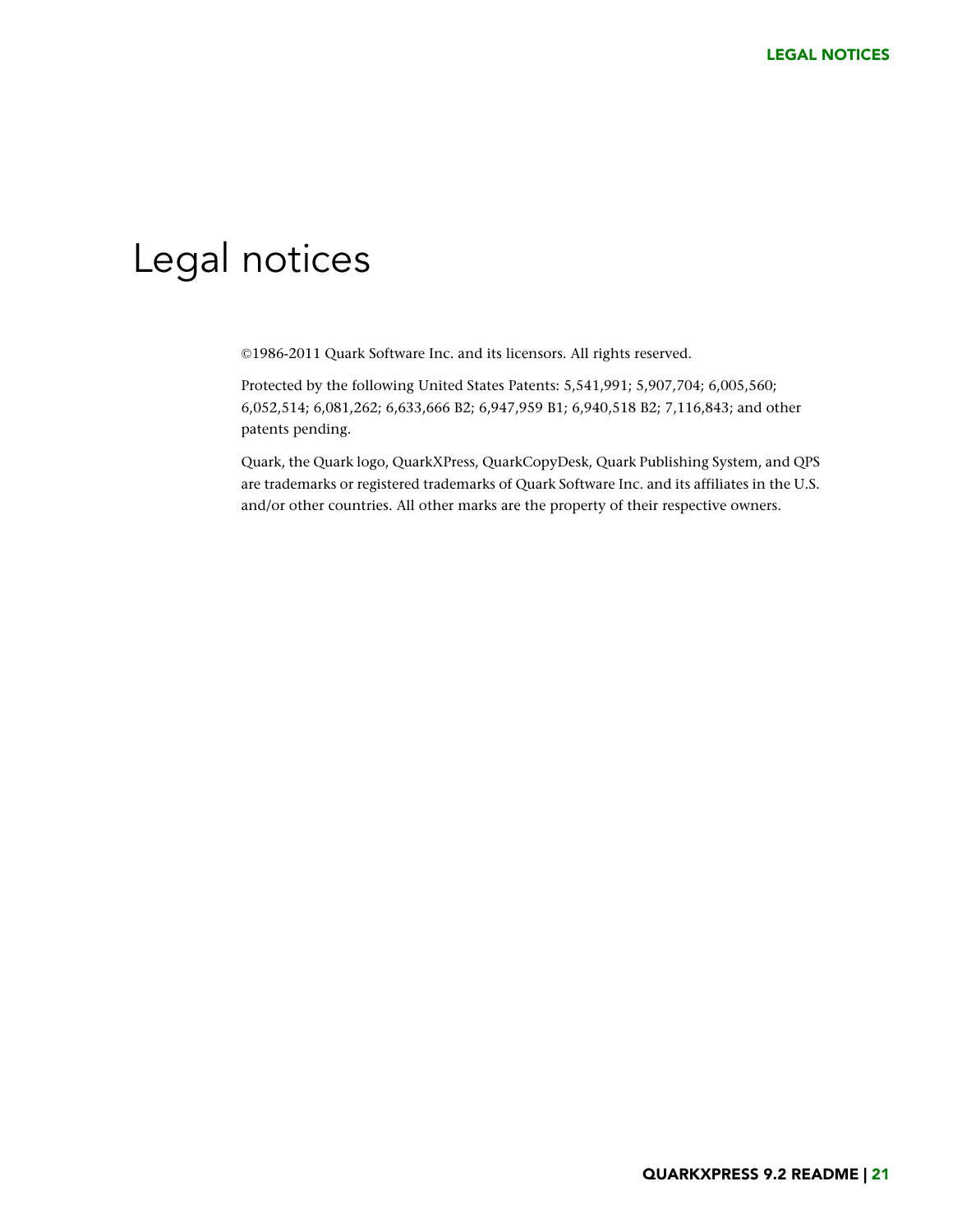# Legal notices

©1986-2011 Quark Software Inc. and its licensors. All rights reserved.

Protected by the following United States Patents: 5,541,991; 5,907,704; 6,005,560; 6,052,514; 6,081,262; 6,633,666 B2; 6,947,959 B1; 6,940,518 B2; 7,116,843; and other patents pending.

Quark, the Quark logo, QuarkXPress, QuarkCopyDesk, Quark Publishing System, and QPS are trademarks or registered trademarks of Quark Software Inc. and its affiliates in the U.S. and/or other countries. All other marks are the property of their respective owners.